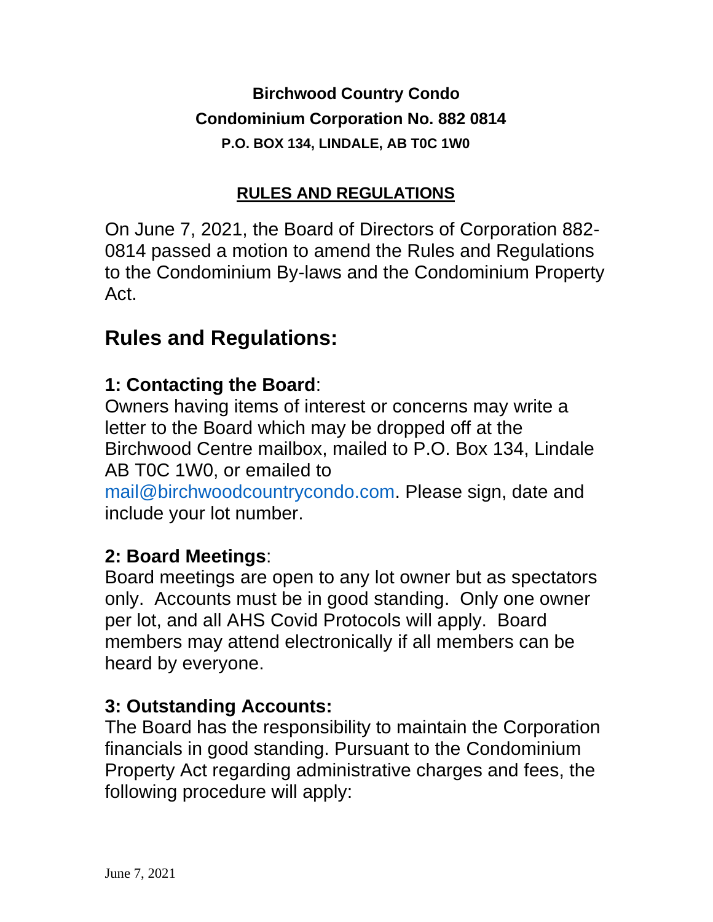**Birchwood Country Condo**
**Condominium Corporation No. 882 0814**
**P.O. BOX 134, LINDALE, AB T0C 1W0**

**RULES AND REGULATIONS**

On June 7, 2021, the Board of Directors of Corporation 882-0814 passed a motion to amend the Rules and Regulations to the Condominium By-laws and the Condominium Property Act.

# Rules and Regulations:

## 1: Contacting the Board:

Owners having items of interest or concerns may write a letter to the Board which may be dropped off at the Birchwood Centre mailbox, mailed to P.O. Box 134, Lindale AB T0C 1W0, or emailed to mail@birchwoodcountrycondo.com. Please sign, date and include your lot number.

## 2: Board Meetings:

Board meetings are open to any lot owner but as spectators only. Accounts must be in good standing. Only one owner per lot, and all AHS Covid Protocols will apply. Board members may attend electronically if all members can be heard by everyone.

## 3: Outstanding Accounts:

The Board has the responsibility to maintain the Corporation financials in good standing. Pursuant to the Condominium Property Act regarding administrative charges and fees, the following procedure will apply: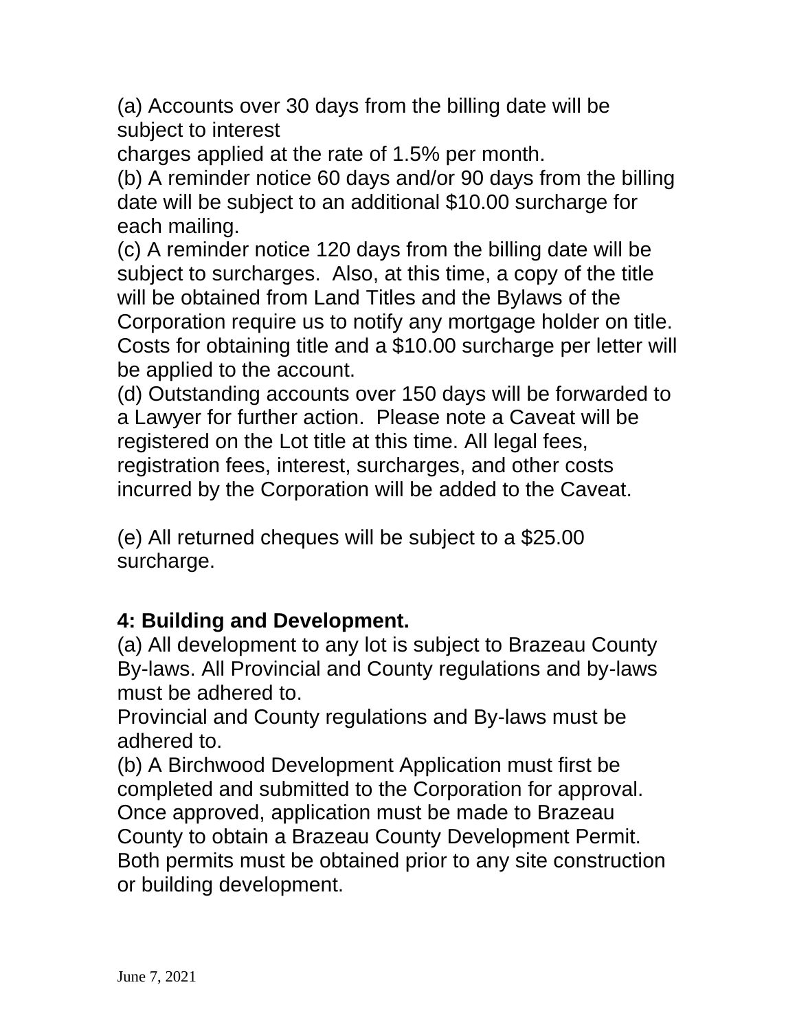(a) Accounts over 30 days from the billing date will be subject to interest
charges applied at the rate of 1.5% per month.
(b) A reminder notice 60 days and/or 90 days from the billing date will be subject to an additional $10.00 surcharge for each mailing.
(c) A reminder notice 120 days from the billing date will be subject to surcharges.  Also, at this time, a copy of the title will be obtained from Land Titles and the Bylaws of the Corporation require us to notify any mortgage holder on title. Costs for obtaining title and a $10.00 surcharge per letter will be applied to the account.
(d) Outstanding accounts over 150 days will be forwarded to a Lawyer for further action.  Please note a Caveat will be registered on the Lot title at this time. All legal fees, registration fees, interest, surcharges, and other costs incurred by the Corporation will be added to the Caveat.

(e) All returned cheques will be subject to a $25.00 surcharge.

**4: Building and Development.**
(a) All development to any lot is subject to Brazeau County By-laws. All Provincial and County regulations and by-laws must be adhered to.
Provincial and County regulations and By-laws must be adhered to.
(b) A Birchwood Development Application must first be completed and submitted to the Corporation for approval. Once approved, application must be made to Brazeau County to obtain a Brazeau County Development Permit. Both permits must be obtained prior to any site construction or building development.

June 7, 2021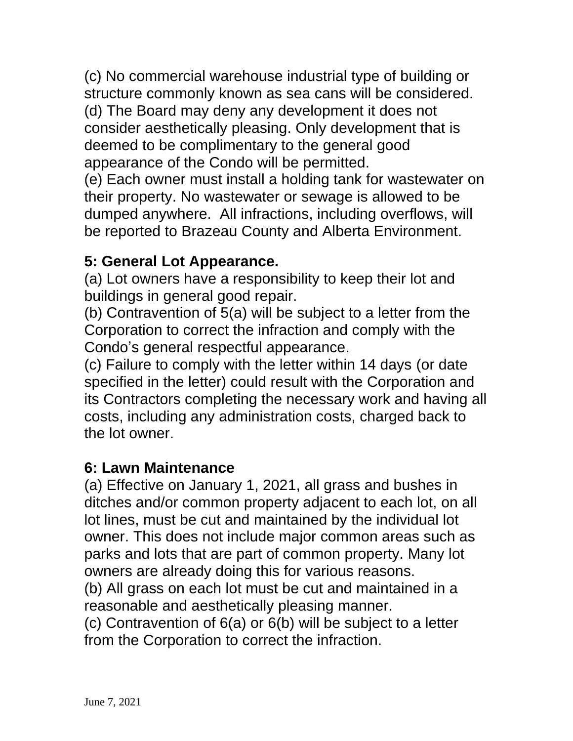(c) No commercial warehouse industrial type of building or structure commonly known as sea cans will be considered.
(d) The Board may deny any development it does not consider aesthetically pleasing. Only development that is deemed to be complimentary to the general good appearance of the Condo will be permitted.
(e) Each owner must install a holding tank for wastewater on their property. No wastewater or sewage is allowed to be dumped anywhere. All infractions, including overflows, will be reported to Brazeau County and Alberta Environment.

**5: General Lot Appearance.**

(a) Lot owners have a responsibility to keep their lot and buildings in general good repair.
(b) Contravention of 5(a) will be subject to a letter from the Corporation to correct the infraction and comply with the Condo's general respectful appearance.
(c) Failure to comply with the letter within 14 days (or date specified in the letter) could result with the Corporation and its Contractors completing the necessary work and having all costs, including any administration costs, charged back to the lot owner.

**6: Lawn Maintenance**

(a) Effective on January 1, 2021, all grass and bushes in ditches and/or common property adjacent to each lot, on all lot lines, must be cut and maintained by the individual lot owner. This does not include major common areas such as parks and lots that are part of common property. Many lot owners are already doing this for various reasons.
(b) All grass on each lot must be cut and maintained in a reasonable and aesthetically pleasing manner.
(c) Contravention of 6(a) or 6(b) will be subject to a letter from the Corporation to correct the infraction.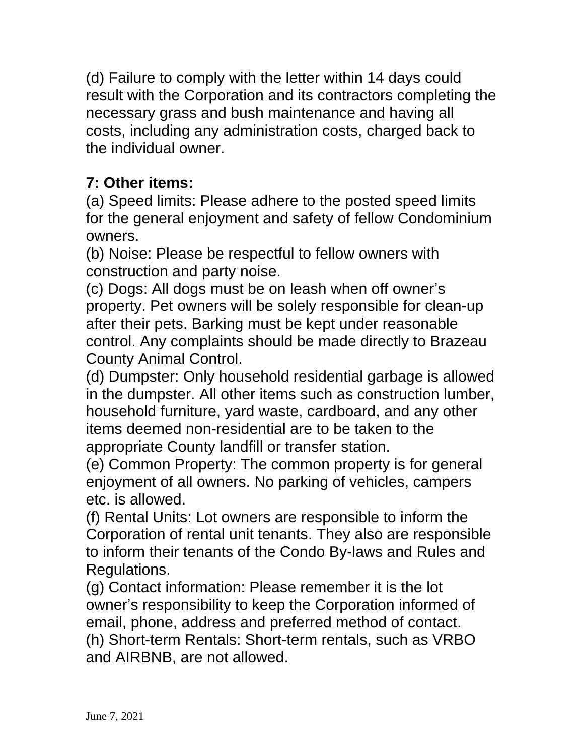(d) Failure to comply with the letter within 14 days could result with the Corporation and its contractors completing the necessary grass and bush maintenance and having all costs, including any administration costs, charged back to the individual owner.

**7: Other items:**

(a) Speed limits: Please adhere to the posted speed limits for the general enjoyment and safety of fellow Condominium owners.

(b) Noise: Please be respectful to fellow owners with construction and party noise.

(c) Dogs: All dogs must be on leash when off owner's property. Pet owners will be solely responsible for clean-up after their pets. Barking must be kept under reasonable control. Any complaints should be made directly to Brazeau County Animal Control.

(d) Dumpster: Only household residential garbage is allowed in the dumpster. All other items such as construction lumber, household furniture, yard waste, cardboard, and any other items deemed non-residential are to be taken to the appropriate County landfill or transfer station.

(e) Common Property: The common property is for general enjoyment of all owners. No parking of vehicles, campers etc. is allowed.

(f) Rental Units: Lot owners are responsible to inform the Corporation of rental unit tenants. They also are responsible to inform their tenants of the Condo By-laws and Rules and Regulations.

(g) Contact information: Please remember it is the lot owner's responsibility to keep the Corporation informed of email, phone, address and preferred method of contact.

(h) Short-term Rentals: Short-term rentals, such as VRBO and AIRBNB, are not allowed.

June 7, 2021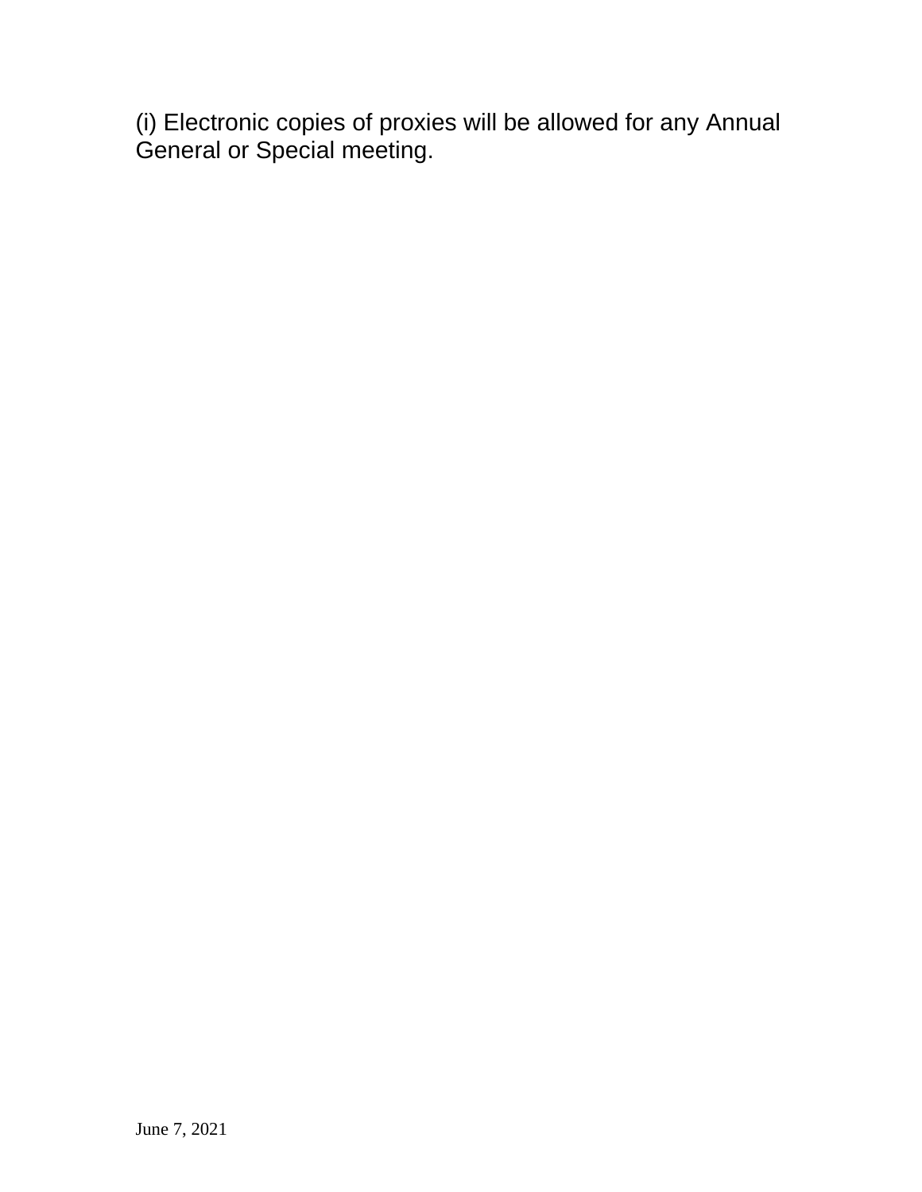(i) Electronic copies of proxies will be allowed for any Annual General or Special meeting.